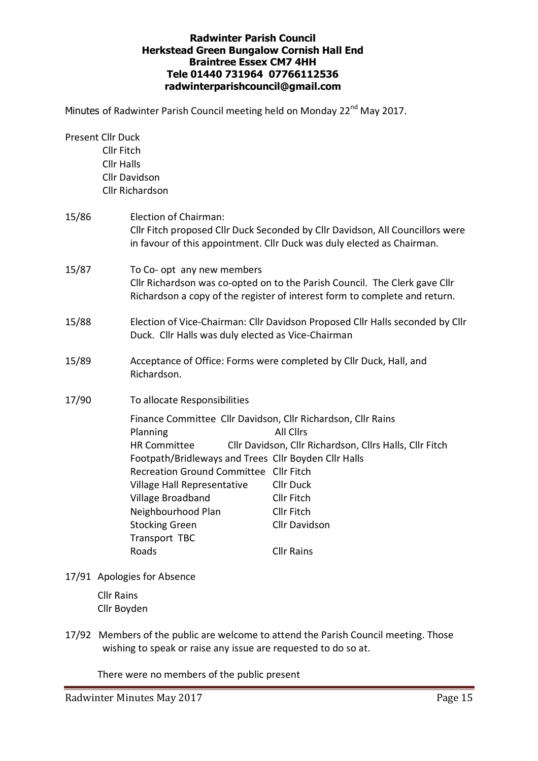**Radwinter Parish Council**
**Herkstead Green Bungalow Cornish Hall End**
**Braintree Essex CM7 4HH**
**Tele 01440 731964 07766112536**
**radwinterparishcouncil@gmail.com**

Minutes of Radwinter Parish Council meeting held on Monday 22nd May 2017.

Present Cllr Duck
Cllr Fitch
Cllr Halls
Cllr Davidson
Cllr Richardson

15/86 Election of Chairman:
Cllr Fitch proposed Cllr Duck Seconded by Cllr Davidson, All Councillors were in favour of this appointment. Cllr Duck was duly elected as Chairman.

15/87 To Co- opt any new members
Cllr Richardson was co-opted on to the Parish Council. The Clerk gave Cllr Richardson a copy of the register of interest form to complete and return.

15/88 Election of Vice-Chairman: Cllr Davidson Proposed Cllr Halls seconded by Cllr Duck. Cllr Halls was duly elected as Vice-Chairman

15/89 Acceptance of Office: Forms were completed by Cllr Duck, Hall, and Richardson.

17/90 To allocate Responsibilities

| | |
|---|---|
| Finance Committee | Cllr Davidson, Cllr Richardson, Cllr Rains |
| Planning | All Cllrs |
| HR Committee | Cllr Davidson, Cllr Richardson, Cllrs Halls, Cllr Fitch |
| Footpath/Bridleways and Trees | Cllr Boyden Cllr Halls |
| Recreation Ground Committee | Cllr Fitch |
| Village Hall Representative | Cllr Duck |
| Village Broadband | Cllr Fitch |
| Neighbourhood Plan | Cllr Fitch |
| Stocking Green | Cllr Davidson |
| Transport TBC | |
| Roads | Cllr Rains |

17/91 Apologies for Absence

Cllr Rains
Cllr Boyden

17/92 Members of the public are welcome to attend the Parish Council meeting. Those wishing to speak or raise any issue are requested to do so at.

There were no members of the public present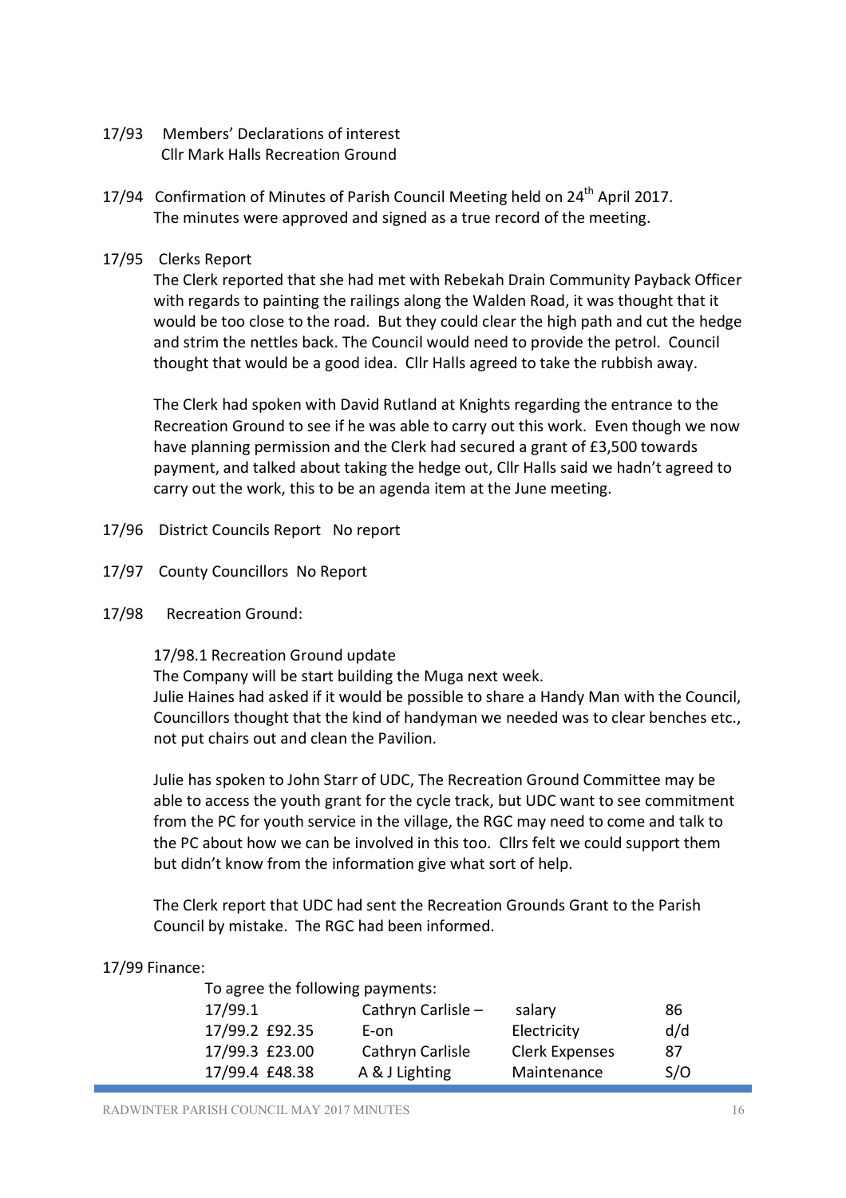17/93 Members' Declarations of interest
Cllr Mark Halls Recreation Ground

17/94 Confirmation of Minutes of Parish Council Meeting held on 24th April 2017.
The minutes were approved and signed as a true record of the meeting.

17/95 Clerks Report

The Clerk reported that she had met with Rebekah Drain Community Payback Officer with regards to painting the railings along the Walden Road, it was thought that it would be too close to the road. But they could clear the high path and cut the hedge and strim the nettles back. The Council would need to provide the petrol. Council thought that would be a good idea. Cllr Halls agreed to take the rubbish away.

The Clerk had spoken with David Rutland at Knights regarding the entrance to the Recreation Ground to see if he was able to carry out this work. Even though we now have planning permission and the Clerk had secured a grant of £3,500 towards payment, and talked about taking the hedge out, Cllr Halls said we hadn't agreed to carry out the work, this to be an agenda item at the June meeting.

17/96 District Councils Report No report

17/97 County Councillors No Report

17/98 Recreation Ground:

17/98.1 Recreation Ground update

The Company will be start building the Muga next week.

Julie Haines had asked if it would be possible to share a Handy Man with the Council, Councillors thought that the kind of handyman we needed was to clear benches etc., not put chairs out and clean the Pavilion.

Julie has spoken to John Starr of UDC, The Recreation Ground Committee may be able to access the youth grant for the cycle track, but UDC want to see commitment from the PC for youth service in the village, the RGC may need to come and talk to the PC about how we can be involved in this too. Cllrs felt we could support them but didn't know from the information give what sort of help.

The Clerk report that UDC had sent the Recreation Grounds Grant to the Parish Council by mistake. The RGC had been informed.

17/99 Finance:

To agree the following payments:

| | | | | |
|---|---|---|---|---|
| 17/99.1 | | Cathryn Carlisle – | salary | 86 |
| 17/99.2 | £92.35 | E-on | Electricity | d/d |
| 17/99.3 | £23.00 | Cathryn Carlisle | Clerk Expenses | 87 |
| 17/99.4 | £48.38 | A & J Lighting | Maintenance | S/O |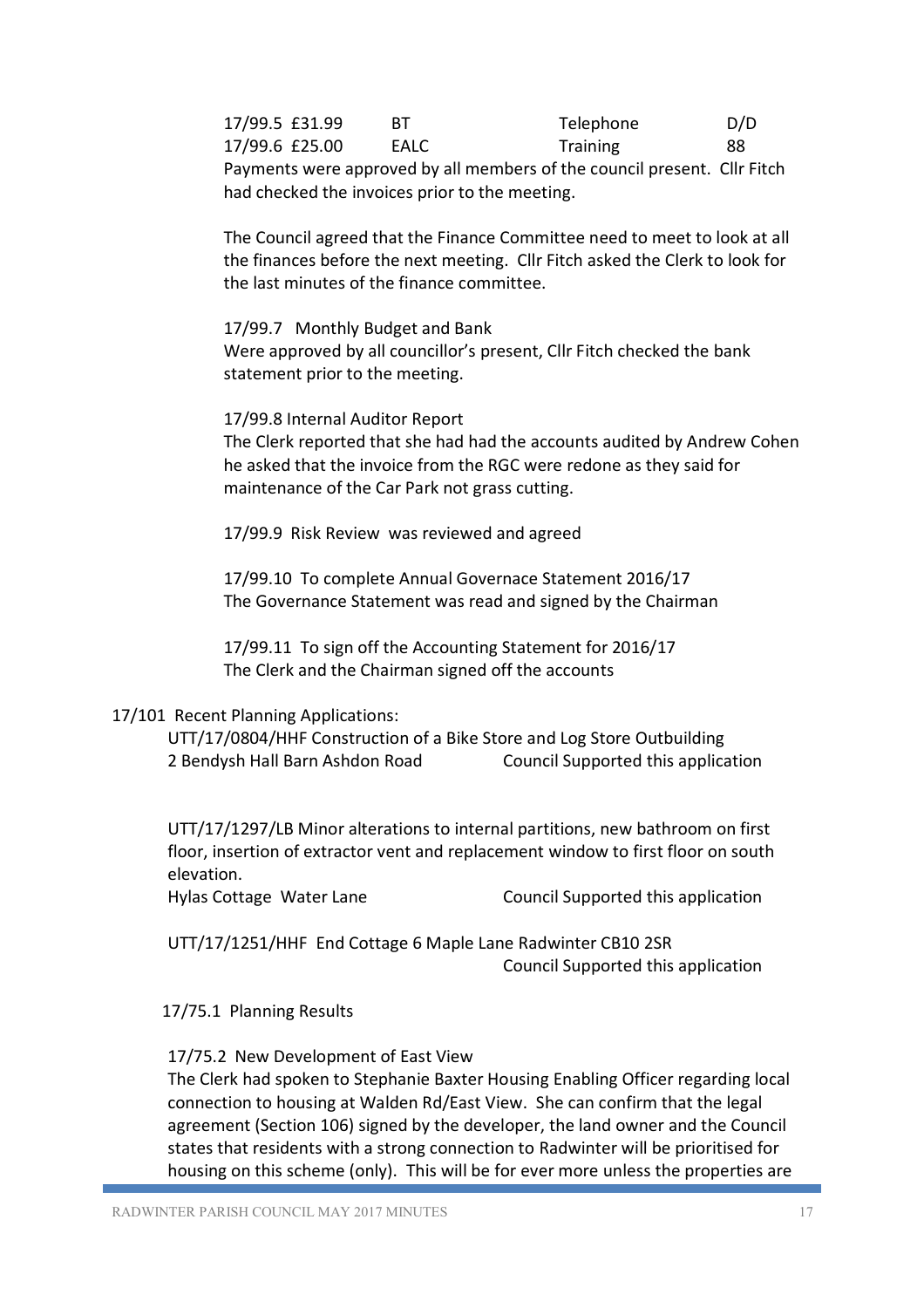| | | | | |
|---|---|---|---|---|
| 17/99.5 | £31.99 | BT | Telephone | D/D |
| 17/99.6 | £25.00 | EALC | Training | 88 |

Payments were approved by all members of the council present. Cllr Fitch had checked the invoices prior to the meeting.

The Council agreed that the Finance Committee need to meet to look at all the finances before the next meeting. Cllr Fitch asked the Clerk to look for the last minutes of the finance committee.

17/99.7 Monthly Budget and Bank
Were approved by all councillor's present, Cllr Fitch checked the bank statement prior to the meeting.

17/99.8 Internal Auditor Report
The Clerk reported that she had had the accounts audited by Andrew Cohen he asked that the invoice from the RGC were redone as they said for maintenance of the Car Park not grass cutting.

17/99.9 Risk Review was reviewed and agreed

17/99.10 To complete Annual Governace Statement 2016/17
The Governance Statement was read and signed by the Chairman

17/99.11 To sign off the Accounting Statement for 2016/17
The Clerk and the Chairman signed off the accounts

17/101 Recent Planning Applications:

UTT/17/0804/HHF Construction of a Bike Store and Log Store Outbuilding
2 Bendysh Hall Barn Ashdon Road — Council Supported this application

UTT/17/1297/LB Minor alterations to internal partitions, new bathroom on first floor, insertion of extractor vent and replacement window to first floor on south elevation.
Hylas Cottage Water Lane — Council Supported this application

UTT/17/1251/HHF End Cottage 6 Maple Lane Radwinter CB10 2SR
Council Supported this application

17/75.1 Planning Results

17/75.2 New Development of East View
The Clerk had spoken to Stephanie Baxter Housing Enabling Officer regarding local connection to housing at Walden Rd/East View. She can confirm that the legal agreement (Section 106) signed by the developer, the land owner and the Council states that residents with a strong connection to Radwinter will be prioritised for housing on this scheme (only). This will be for ever more unless the properties are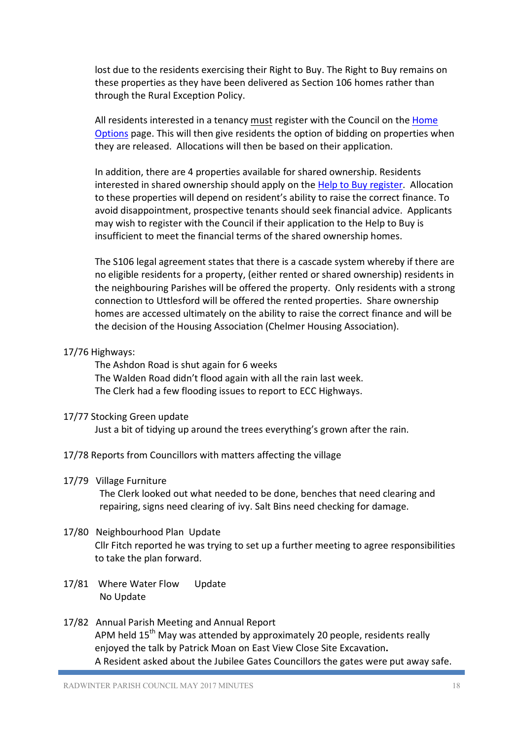lost due to the residents exercising their Right to Buy. The Right to Buy remains on these properties as they have been delivered as Section 106 homes rather than through the Rural Exception Policy.

All residents interested in a tenancy must register with the Council on the [Home Options](#) page. This will then give residents the option of bidding on properties when they are released. Allocations will then be based on their application.

In addition, there are 4 properties available for shared ownership. Residents interested in shared ownership should apply on the [Help to Buy register](#). Allocation to these properties will depend on resident's ability to raise the correct finance. To avoid disappointment, prospective tenants should seek financial advice. Applicants may wish to register with the Council if their application to the Help to Buy is insufficient to meet the financial terms of the shared ownership homes.

The S106 legal agreement states that there is a cascade system whereby if there are no eligible residents for a property, (either rented or shared ownership) residents in the neighbouring Parishes will be offered the property. Only residents with a strong connection to Uttlesford will be offered the rented properties. Share ownership homes are accessed ultimately on the ability to raise the correct finance and will be the decision of the Housing Association (Chelmer Housing Association).

17/76 Highways:

The Ashdon Road is shut again for 6 weeks
The Walden Road didn't flood again with all the rain last week.
The Clerk had a few flooding issues to report to ECC Highways.

17/77 Stocking Green update

Just a bit of tidying up around the trees everything's grown after the rain.

17/78 Reports from Councillors with matters affecting the village

17/79 Village Furniture

The Clerk looked out what needed to be done, benches that need clearing and repairing, signs need clearing of ivy. Salt Bins need checking for damage.

17/80 Neighbourhood Plan Update

Cllr Fitch reported he was trying to set up a further meeting to agree responsibilities to take the plan forward.

17/81 Where Water Flow Update

No Update

17/82 Annual Parish Meeting and Annual Report

APM held 15th May was attended by approximately 20 people, residents really enjoyed the talk by Patrick Moan on East View Close Site Excavation**.**
A Resident asked about the Jubilee Gates Councillors the gates were put away safe.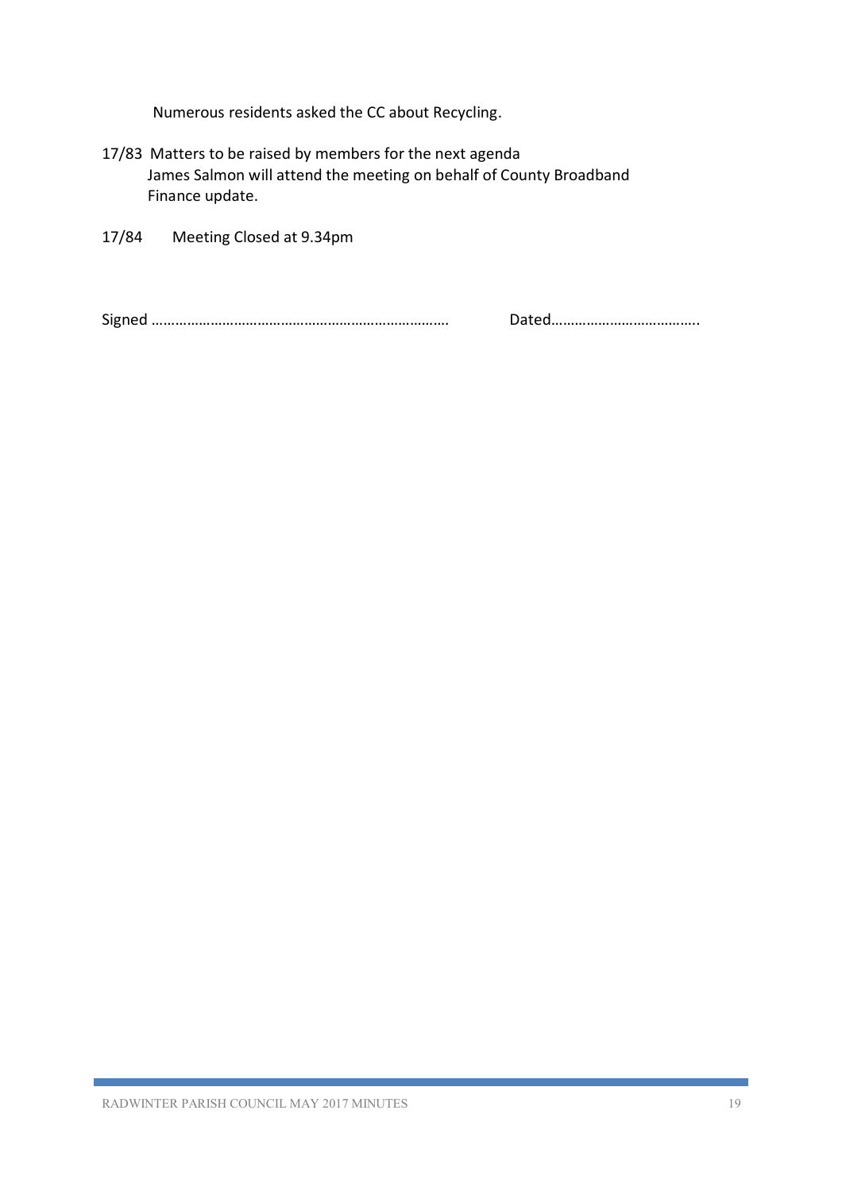Numerous residents asked the CC about Recycling.

17/83 Matters to be raised by members for the next agenda
James Salmon will attend the meeting on behalf of County Broadband
Finance update.

17/84 Meeting Closed at 9.34pm

Signed …………………………………………………………………          Dated………………………………..